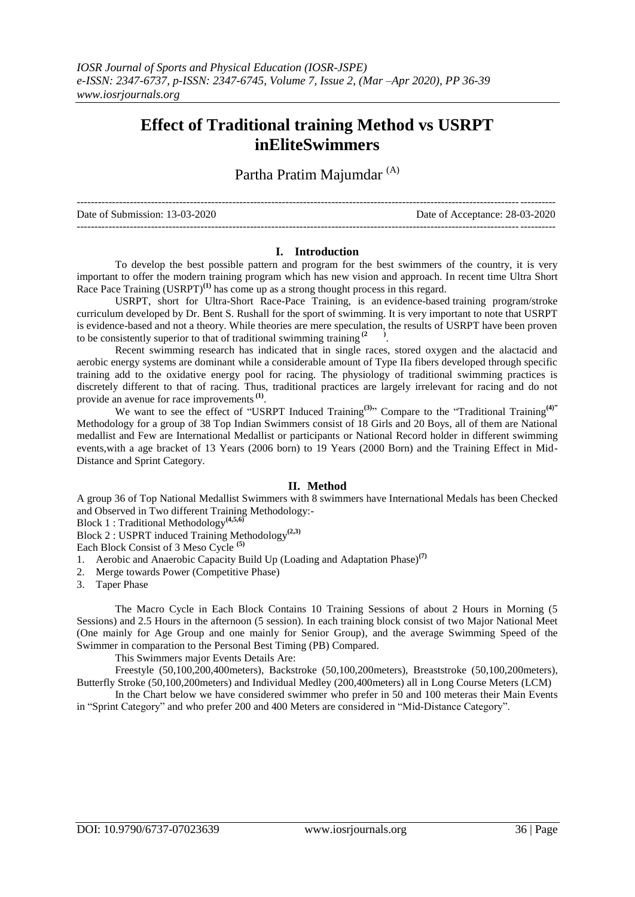# Effect of Traditional training Method vs USRPT inEliteSwimmers

Partha Pratim Majumdar [A]

Date of Submission: 13-03-2020 Date of Acceptance: 28-03-2020

## I. Introduction

To develop the best possible pattern and program for the best swimmers of the country, it is very important to offer the modern training program which has new vision and approach. In recent time Ultra Short Race Pace Training (USRPT)[1] has come up as a strong thought process in this regard.

USRPT, short for Ultra-Short Race-Pace Training, is an evidence-based training program/stroke curriculum developed by Dr. Bent S. Rushall for the sport of swimming. It is very important to note that USRPT is evidence-based and not a theory. While theories are mere speculation, the results of USRPT have been proven to be consistently superior to that of traditional swimming training [2].

Recent swimming research has indicated that in single races, stored oxygen and the alactacid and aerobic energy systems are dominant while a considerable amount of Type IIa fibers developed through specific training add to the oxidative energy pool for racing. The physiology of traditional swimming practices is discretely different to that of racing. Thus, traditional practices are largely irrelevant for racing and do not provide an avenue for race improvements [1].

We want to see the effect of "USRPT Induced Training[3]" Compare to the "Traditional Training[4]" Methodology for a group of 38 Top Indian Swimmers consist of 18 Girls and 20 Boys, all of them are National medallist and Few are International Medallist or participants or National Record holder in different swimming events,with a age bracket of 13 Years (2006 born) to 19 Years (2000 Born) and the Training Effect in Mid-Distance and Sprint Category.

## II. Method

A group 36 of Top National Medallist Swimmers with 8 swimmers have International Medals has been Checked and Observed in Two different Training Methodology:-

Block 1 : Traditional Methodology[4,5,6]

Block 2 : USPRT induced Training Methodology[2,3]

Each Block Consist of 3 Meso Cycle [5]

1. Aerobic and Anaerobic Capacity Build Up (Loading and Adaptation Phase)[7]
2. Merge towards Power (Competitive Phase)
3. Taper Phase

The Macro Cycle in Each Block Contains 10 Training Sessions of about 2 Hours in Morning (5 Sessions) and 2.5 Hours in the afternoon (5 session). In each training block consist of two Major National Meet (One mainly for Age Group and one mainly for Senior Group), and the average Swimming Speed of the Swimmer in comparation to the Personal Best Timing (PB) Compared.

This Swimmers major Events Details Are:

Freestyle (50,100,200,400meters), Backstroke (50,100,200meters), Breaststroke (50,100,200meters), Butterfly Stroke (50,100,200meters) and Individual Medley (200,400meters) all in Long Course Meters (LCM)

In the Chart below we have considered swimmer who prefer in 50 and 100 meteras their Main Events in "Sprint Category" and who prefer 200 and 400 Meters are considered in "Mid-Distance Category".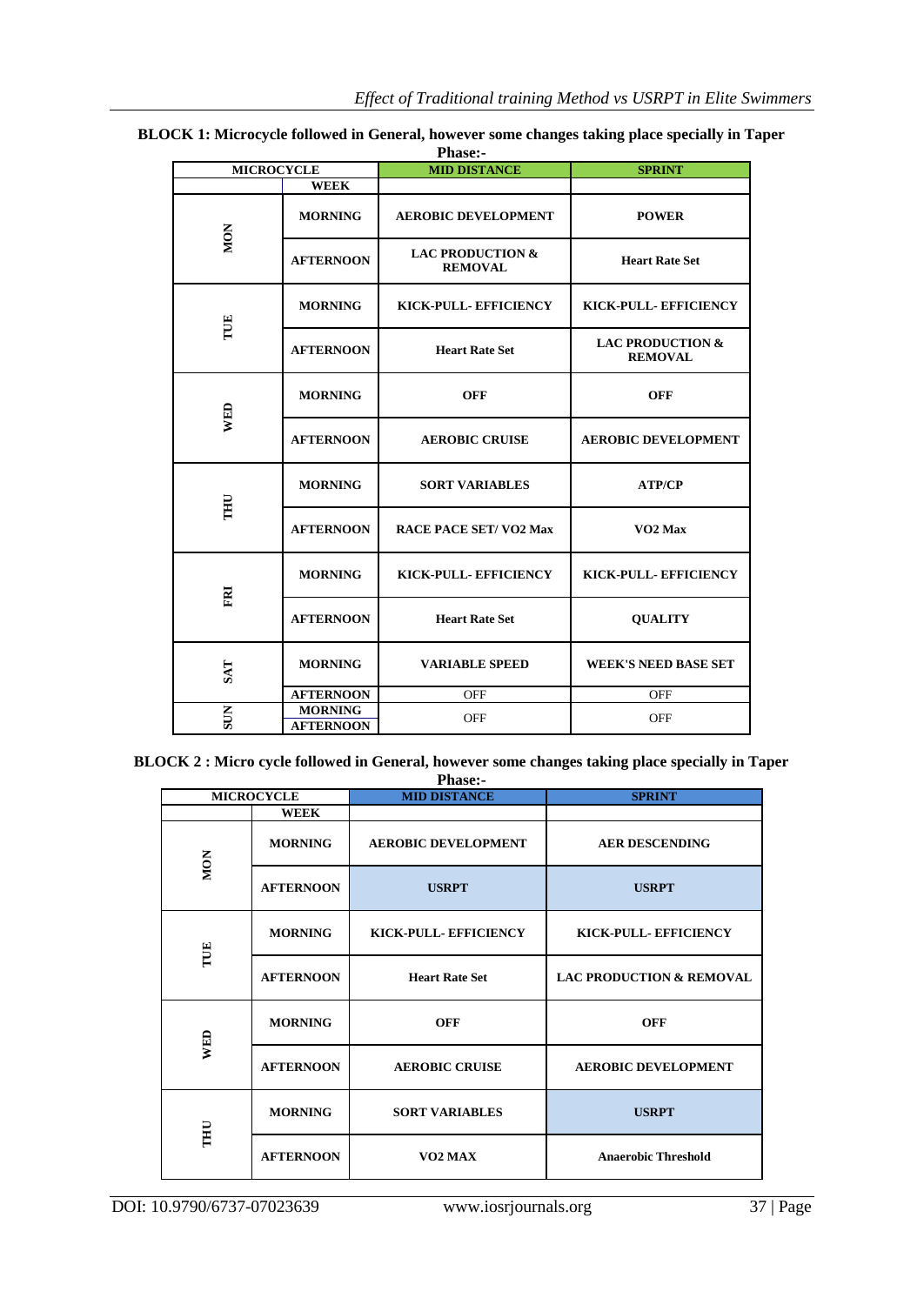**BLOCK 1: Microcycle followed in General, however some changes taking place specially in Taper Phase:-**

| MICROCYCLE | | MID DISTANCE | SPRINT |
|---|---|---|---|
| | WEEK | | |
| MON | MORNING | AEROBIC DEVELOPMENT | POWER |
| | AFTERNOON | LAC PRODUCTION & REMOVAL | Heart Rate Set |
| TUE | MORNING | KICK-PULL- EFFICIENCY | KICK-PULL- EFFICIENCY |
| | AFTERNOON | Heart Rate Set | LAC PRODUCTION & REMOVAL |
| WED | MORNING | OFF | OFF |
| | AFTERNOON | AEROBIC CRUISE | AEROBIC DEVELOPMENT |
| THU | MORNING | SORT VARIABLES | ATP/CP |
| | AFTERNOON | RACE PACE SET/ VO2 Max | VO2 Max |
| FRI | MORNING | KICK-PULL- EFFICIENCY | KICK-PULL- EFFICIENCY |
| | AFTERNOON | Heart Rate Set | QUALITY |
| SAT | MORNING | VARIABLE SPEED | WEEK'S NEED BASE SET |
| | AFTERNOON | OFF | OFF |
| SUN | MORNING | OFF | OFF |
| | AFTERNOON | | |

**BLOCK 2 : Micro cycle followed in General, however some changes taking place specially in Taper Phase:-**

| MICROCYCLE | | MID DISTANCE | SPRINT |
|---|---|---|---|
| | WEEK | | |
| MON | MORNING | AEROBIC DEVELOPMENT | AER DESCENDING |
| | AFTERNOON | USRPT | USRPT |
| TUE | MORNING | KICK-PULL- EFFICIENCY | KICK-PULL- EFFICIENCY |
| | AFTERNOON | Heart Rate Set | LAC PRODUCTION & REMOVAL |
| WED | MORNING | OFF | OFF |
| | AFTERNOON | AEROBIC CRUISE | AEROBIC DEVELOPMENT |
| THU | MORNING | SORT VARIABLES | USRPT |
| | AFTERNOON | VO2 MAX | Anaerobic Threshold |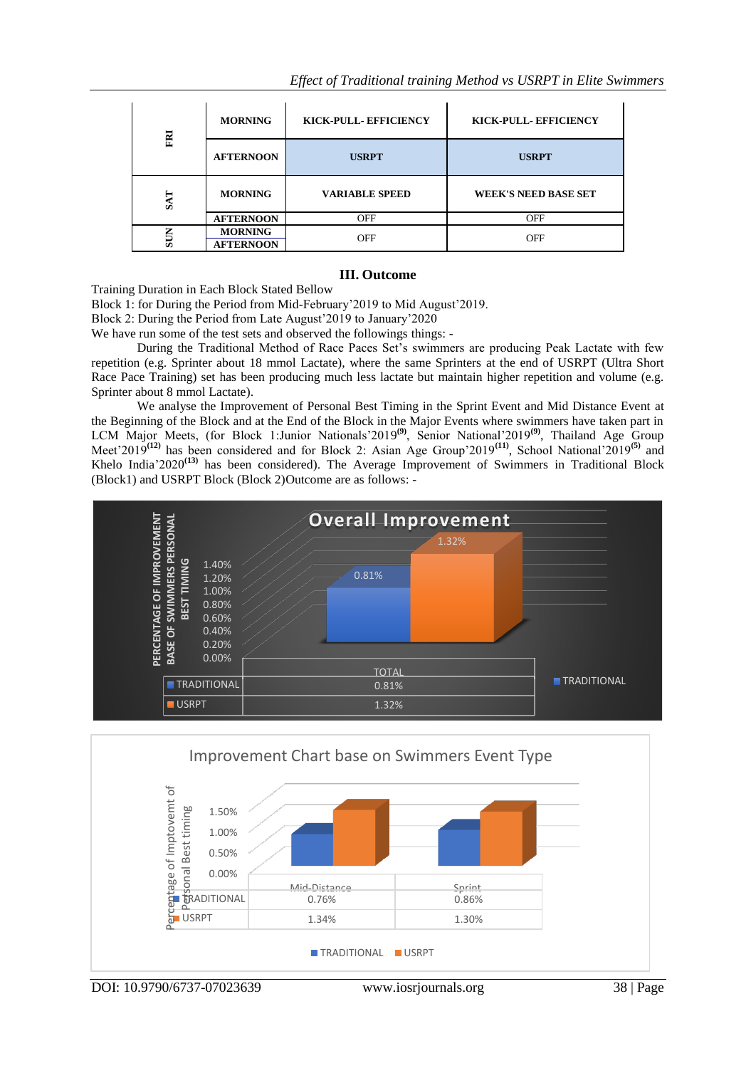| | | | |
|---|---|---|---|
| FRI | MORNING | KICK-PULL- EFFICIENCY | KICK-PULL- EFFICIENCY |
| | AFTERNOON | USRPT | USRPT |
| SAT | MORNING | VARIABLE SPEED | WEEK'S NEED BASE SET |
| | AFTERNOON | OFF | OFF |
| SUN | MORNING | OFF | OFF |
| | AFTERNOON | | |

## III. Outcome

Training Duration in Each Block Stated Bellow

Block 1: for During the Period from Mid-February'2019 to Mid August'2019.

Block 2: During the Period from Late August'2019 to January'2020

We have run some of the test sets and observed the followings things: -

During the Traditional Method of Race Paces Set's swimmers are producing Peak Lactate with few repetition (e.g. Sprinter about 18 mmol Lactate), where the same Senior Sprinters at the end of USRPT (Ultra Short Race Pace Training) set has been producing much less lactate but maintain higher repetition and volume (e.g. Sprinter about 8 mmol Lactate).

We analyse the Improvement of Personal Best Timing in the Sprint Event and Mid Distance Event at the Beginning of the Block and at the End of the Block in the Major Events where swimmers have taken part in LCM Major Meets, (for Block 1:Junior Nationals'2019[9], Senior National'2019[9], Thailand Age Group Meet'2019[12] has been considered and for Block 2: Asian Age Group'2019[11], School National'2019[5] and Khelo India'2020[13] has been considered). The Average Improvement of Swimmers in Traditional Block (Block1) and USRPT Block (Block 2)Outcome are as follows: -

**Overall Improvement**

| | TOTAL |
|---|---|
| TRADITIONAL | 0.81% |
| USRPT | 1.32% |

**Improvement Chart base on Swimmers Event Type**

| | Mid-Distance | Sprint |
|---|---|---|
| TRADITIONAL | 0.76% | 0.86% |
| USRPT | 1.34% | 1.30% |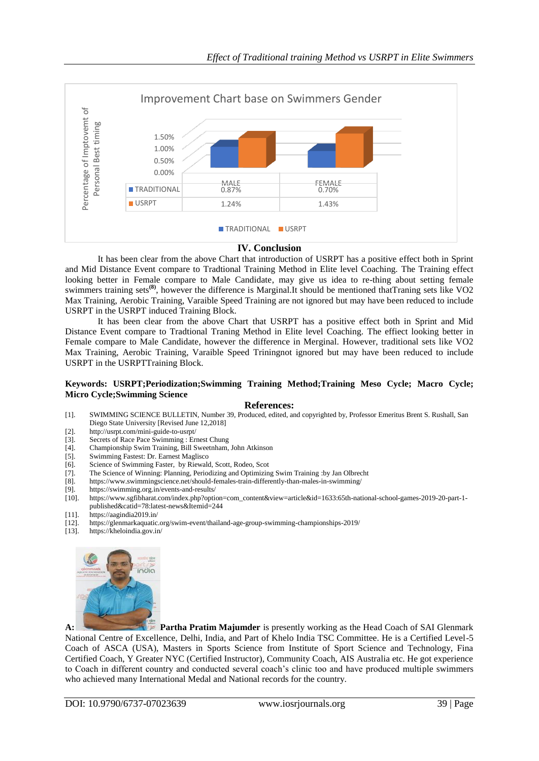Improvement Chart base on Swimmers Gender

Percentage of Imptovemt of Personal Best timing

1.50%
1.00%
0.50%
0.00%

MALE
FEMALE

TRADITIONAL 0.87% 0.70%
USRPT 1.24% 1.43%

TRADITIONAL USRPT

## IV. Conclusion

It has been clear from the above Chart that introduction of USRPT has a positive effect both in Sprint and Mid Distance Event compare to Tradtional Training Method in Elite level Coaching. The Training effect looking better in Female compare to Male Candidate, may give us idea to re-thing about setting female swimmers training sets[8], however the difference is Marginal.It should be mentioned thatTraning sets like VO2 Max Training, Aerobic Training, Varaible Speed Training are not ignored but may have been reduced to include USRPT in the USRPT induced Training Block.

It has been clear from the above Chart that USRPT has a positive effect both in Sprint and Mid Distance Event compare to Tradtional Traning Method in Elite level Coaching. The effiect looking better in Female compare to Male Candidate, however the difference in Merginal. However, traditional sets like VO2 Max Training, Aerobic Training, Varaible Speed Triningnot ignored but may have been reduced to include USRPT in the USRPTTraining Block.

**Keywords: USRPT;Periodization;Swimming Training Method;Training Meso Cycle; Macro Cycle; Micro Cycle;Swimming Science**

## References:

[1]. SWIMMING SCIENCE BULLETIN, Number 39, Produced, edited, and copyrighted by, Professor Emeritus Brent S. Rushall, San Diego State University [Revised June 12,2018]
[2]. http://usrpt.com/mini-guide-to-usrpt/
[3]. Secrets of Race Pace Swimming : Ernest Chung
[4]. Championship Swim Training, Bill Sweetnham, John Atkinson
[5]. Swimming Fastest: Dr. Earnest Maglisco
[6]. Science of Swimming Faster, by Riewald, Scott, Rodeo, Scot
[7]. The Science of Winning: Planning, Periodizing and Optimizing Swim Training :by Jan Olbrecht
[8]. https://www.swimmingscience.net/should-females-train-differently-than-males-in-swimming/
[9]. https://swimming.org.in/events-and-results/
[10]. https://www.sgfibharat.com/index.php?option=com_content&view=article&id=1633:65th-national-school-games-2019-20-part-1-published&catid=78:latest-news&Itemid=244
[11]. https://aagindia2019.in/
[12]. https://glenmarkaquatic.org/swim-event/thailand-age-group-swimming-championships-2019/
[13]. https://kheloindia.gov.in/

**A:** **Partha Pratim Majumder** is presently working as the Head Coach of SAI Glenmark National Centre of Excellence, Delhi, India, and Part of Khelo India TSC Committee. He is a Certified Level-5 Coach of ASCA (USA), Masters in Sports Science from Institute of Sport Science and Technology, Fina Certified Coach, Y Greater NYC (Certified Instructor), Community Coach, AIS Australia etc. He got experience to Coach in different country and conducted several coach's clinic too and have produced multiple swimmers who achieved many International Medal and National records for the country.